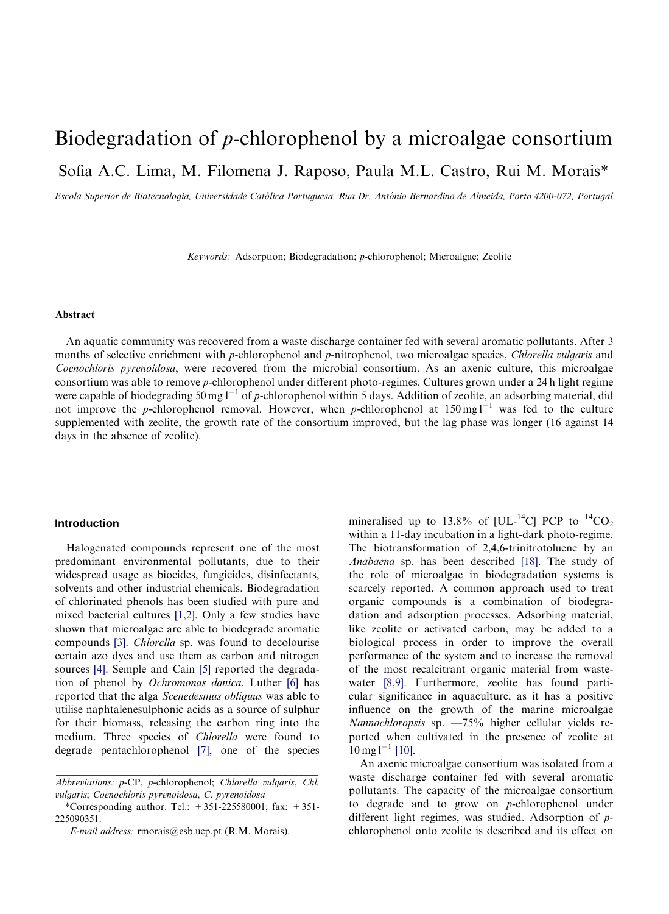# Biodegradation of *p*-chlorophenol by a microalgae consortium

Sofia A.C. Lima, M. Filomena J. Raposo, Paula M.L. Castro, Rui M. Morais*

*Escola Superior de Biotecnologia, Universidade Católica Portuguesa, Rua Dr. António Bernardino de Almeida, Porto 4200-072, Portugal*

*Keywords:* Adsorption; Biodegradation; *p*-chlorophenol; Microalgae; Zeolite

## Abstract

An aquatic community was recovered from a waste discharge container fed with several aromatic pollutants. After 3 months of selective enrichment with *p*-chlorophenol and *p*-nitrophenol, two microalgae species, *Chlorella vulgaris* and *Coenochloris pyrenoidosa*, were recovered from the microbial consortium. As an axenic culture, this microalgae consortium was able to remove *p*-chlorophenol under different photo-regimes. Cultures grown under a 24 h light regime were capable of biodegrading 50 mg l$^{-1}$ of *p*-chlorophenol within 5 days. Addition of zeolite, an adsorbing material, did not improve the *p*-chlorophenol removal. However, when *p*-chlorophenol at 150 mg l$^{-1}$ was fed to the culture supplemented with zeolite, the growth rate of the consortium improved, but the lag phase was longer (16 against 14 days in the absence of zeolite).

## Introduction

Halogenated compounds represent one of the most predominant environmental pollutants, due to their widespread usage as biocides, fungicides, disinfectants, solvents and other industrial chemicals. Biodegradation of chlorinated phenols has been studied with pure and mixed bacterial cultures [1,2]. Only a few studies have shown that microalgae are able to biodegrade aromatic compounds [3]. *Chlorella* sp. was found to decolourise certain azo dyes and use them as carbon and nitrogen sources [4]. Semple and Cain [5] reported the degradation of phenol by *Ochromonas danica*. Luther [6] has reported that the alga *Scenedesmus obliquus* was able to utilise naphtalenesulphonic acids as a source of sulphur for their biomass, releasing the carbon ring into the medium. Three species of *Chlorella* were found to degrade pentachlorophenol [7], one of the species mineralised up to 13.8% of [UL-$^{14}$C] PCP to $^{14}CO_2$ within a 11-day incubation in a light-dark photo-regime. The biotransformation of 2,4,6-trinitrotoluene by an *Anabaena* sp. has been described [18]. The study of the role of microalgae in biodegradation systems is scarcely reported. A common approach used to treat organic compounds is a combination of biodegradation and adsorption processes. Adsorbing material, like zeolite or activated carbon, may be added to a biological process in order to improve the overall performance of the system and to increase the removal of the most recalcitrant organic material from wastewater [8,9]. Furthermore, zeolite has found particular significance in aquaculture, as it has a positive influence on the growth of the marine microalgae *Nannochloropsis* sp. —75% higher cellular yields reported when cultivated in the presence of zeolite at 10 mg l$^{-1}$ [10].

An axenic microalgae consortium was isolated from a waste discharge container fed with several aromatic pollutants. The capacity of the microalgae consortium to degrade and to grow on *p*-chlorophenol under different light regimes, was studied. Adsorption of *p*-chlorophenol onto zeolite is described and its effect on

Abbreviations: *p*-CP, *p*-chlorophenol; *Chlorella vulgaris*, *Chl. vulgaris*; *Coenochloris pyrenoidosa*, *C. pyrenoidosa*

*Corresponding author. Tel.: +351-225580001; fax: +351-225090351.

*E-mail address:* rmorais@esb.ucp.pt (R.M. Morais).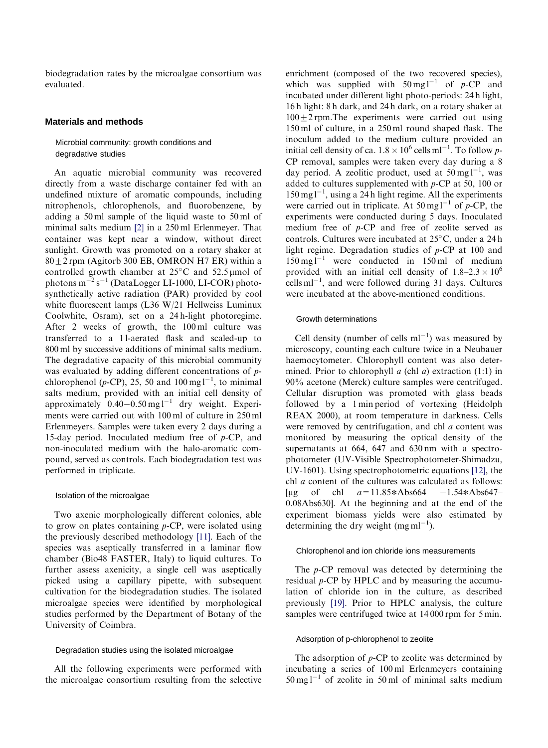biodegradation rates by the microalgae consortium was evaluated.

## Materials and methods

### Microbial community: growth conditions and degradative studies

An aquatic microbial community was recovered directly from a waste discharge container fed with an undefined mixture of aromatic compounds, including nitrophenols, chlorophenols, and fluorobenzene, by adding a 50 ml sample of the liquid waste to 50 ml of minimal salts medium [2] in a 250 ml Erlenmeyer. That container was kept near a window, without direct sunlight. Growth was promoted on a rotary shaker at $80 \pm 2$ rpm (Agitorb 300 EB, OMRON H7 ER) within a controlled growth chamber at 25°C and 52.5 μmol of photons $m^{-2} s^{-1}$ (DataLogger LI-1000, LI-COR) photosynthetically active radiation (PAR) provided by cool white fluorescent lamps (L36 W/21 Hellweiss Luminux Coolwhite, Osram), set on a 24 h-light photoregime. After 2 weeks of growth, the 100 ml culture was transferred to a 1 l-aerated flask and scaled-up to 800 ml by successive additions of minimal salts medium. The degradative capacity of this microbial community was evaluated by adding different concentrations of *p*-chlorophenol (*p*-CP), 25, 50 and 100 mg $l^{-1}$, to minimal salts medium, provided with an initial cell density of approximately 0.40–0.50 mg $l^{-1}$ dry weight. Experiments were carried out with 100 ml of culture in 250 ml Erlenmeyers. Samples were taken every 2 days during a 15-day period. Inoculated medium free of *p*-CP, and non-inoculated medium with the halo-aromatic compound, served as controls. Each biodegradation test was performed in triplicate.

### Isolation of the microalgae

Two axenic morphologically different colonies, able to grow on plates containing *p*-CP, were isolated using the previously described methodology [11]. Each of the species was aseptically transferred in a laminar flow chamber (Bio48 FASTER, Italy) to liquid cultures. To further assess axenicity, a single cell was aseptically picked using a capillary pipette, with subsequent cultivation for the biodegradation studies. The isolated microalgae species were identified by morphological studies performed by the Department of Botany of the University of Coimbra.

### Degradation studies using the isolated microalgae

All the following experiments were performed with the microalgae consortium resulting from the selective enrichment (composed of the two recovered species), which was supplied with 50 mg $l^{-1}$ of *p*-CP and incubated under different light photo-periods: 24 h light, 16 h light: 8 h dark, and 24 h dark, on a rotary shaker at $100 \pm 2$ rpm.The experiments were carried out using 150 ml of culture, in a 250 ml round shaped flask. The inoculum added to the medium culture provided an initial cell density of ca. $1.8 \times 10^6$ cells $ml^{-1}$. To follow *p*-CP removal, samples were taken every day during a 8 day period. A zeolitic product, used at 50 mg $l^{-1}$, was added to cultures supplemented with *p*-CP at 50, 100 or 150 mg $l^{-1}$, using a 24 h light regime. All the experiments were carried out in triplicate. At 50 mg $l^{-1}$ of *p*-CP, the experiments were conducted during 5 days. Inoculated medium free of *p*-CP and free of zeolite served as controls. Cultures were incubated at 25°C, under a 24 h light regime. Degradation studies of *p*-CP at 100 and 150 mg $l^{-1}$ were conducted in 150 ml of medium provided with an initial cell density of $1.8$–$2.3 \times 10^6$ cells $ml^{-1}$, and were followed during 31 days. Cultures were incubated at the above-mentioned conditions.

### Growth determinations

Cell density (number of cells $ml^{-1}$) was measured by microscopy, counting each culture twice in a Neubauer haemocytometer. Chlorophyll content was also determined. Prior to chlorophyll *a* (chl *a*) extraction (1:1) in 90% acetone (Merck) culture samples were centrifuged. Cellular disruption was promoted with glass beads followed by a 1 min period of vortexing (Heidolph REAX 2000), at room temperature in darkness. Cells were removed by centrifugation, and chl *a* content was monitored by measuring the optical density of the supernatants at 664, 647 and 630 nm with a spectrophotometer (UV-Visible Spectrophotometer-Shimadzu, UV-1601). Using spectrophotometric equations [12], the chl *a* content of the cultures was calculated as follows: [μg of chl $a = 11.85*\text{Abs}664 - 1.54*\text{Abs}647 - 0.08\text{Abs}630$]. At the beginning and at the end of the experiment biomass yields were also estimated by determining the dry weight (mg $ml^{-1}$).

### Chlorophenol and ion chloride ions measurements

The *p*-CP removal was detected by determining the residual *p*-CP by HPLC and by measuring the accumulation of chloride ion in the culture, as described previously [19]. Prior to HPLC analysis, the culture samples were centrifuged twice at 14 000 rpm for 5 min.

### Adsorption of p-chlorophenol to zeolite

The adsorption of *p*-CP to zeolite was determined by incubating a series of 100 ml Erlenmeyers containing 50 mg $l^{-1}$ of zeolite in 50 ml of minimal salts medium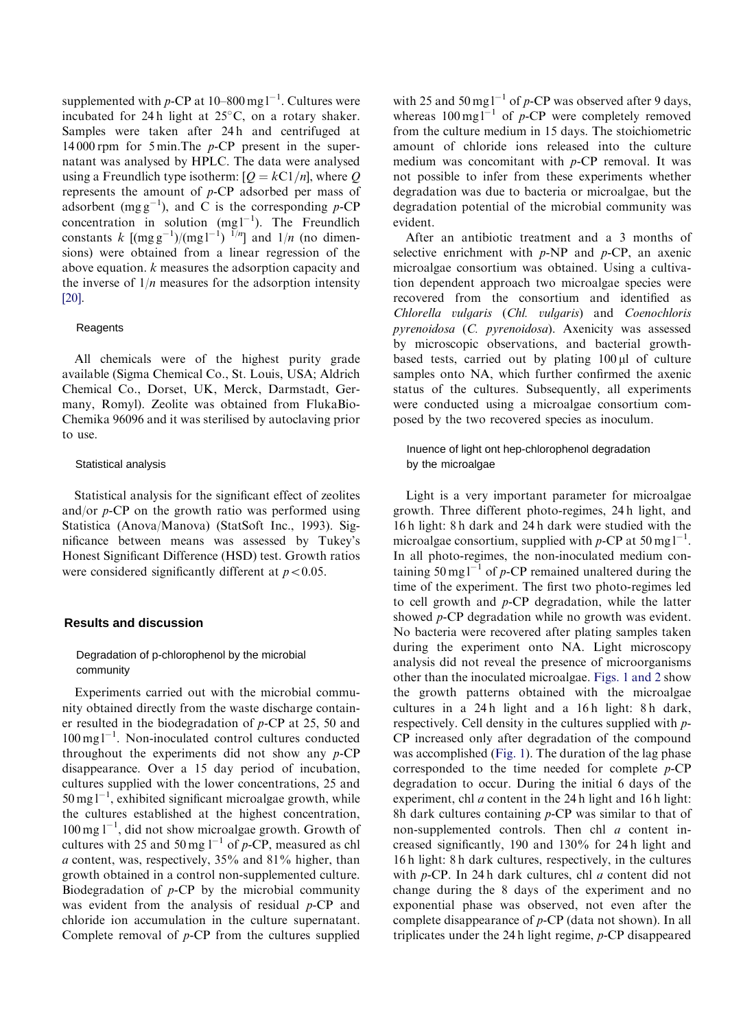supplemented with *p*-CP at 10–800 mg l$^{-1}$. Cultures were incubated for 24 h light at 25°C, on a rotary shaker. Samples were taken after 24 h and centrifuged at 14 000 rpm for 5 min.The *p*-CP present in the supernatant was analysed by HPLC. The data were analysed using a Freundlich type isotherm: [$Q = kC1/n$], where $Q$ represents the amount of *p*-CP adsorbed per mass of adsorbent (mg g$^{-1}$), and C is the corresponding *p*-CP concentration in solution (mg l$^{-1}$). The Freundlich constants $k$ [(mg g$^{-1}$)/(mg l$^{-1}$) $^{1/n}$] and $1/n$ (no dimensions) were obtained from a linear regression of the above equation. $k$ measures the adsorption capacity and the inverse of $1/n$ measures for the adsorption intensity [20].

### Reagents

All chemicals were of the highest purity grade available (Sigma Chemical Co., St. Louis, USA; Aldrich Chemical Co., Dorset, UK, Merck, Darmstadt, Germany, Romyl). Zeolite was obtained from FlukaBio-Chemika 96096 and it was sterilised by autoclaving prior to use.

### Statistical analysis

Statistical analysis for the significant effect of zeolites and/or *p*-CP on the growth ratio was performed using Statistica (Anova/Manova) (StatSoft Inc., 1993). Significance between means was assessed by Tukey's Honest Significant Difference (HSD) test. Growth ratios were considered significantly different at $p < 0.05$.

## Results and discussion

### Degradation of p-chlorophenol by the microbial community

Experiments carried out with the microbial community obtained directly from the waste discharge container resulted in the biodegradation of *p*-CP at 25, 50 and 100 mg l$^{-1}$. Non-inoculated control cultures conducted throughout the experiments did not show any *p*-CP disappearance. Over a 15 day period of incubation, cultures supplied with the lower concentrations, 25 and 50 mg l$^{-1}$, exhibited significant microalgae growth, while the cultures established at the highest concentration, 100 mg l$^{-1}$, did not show microalgae growth. Growth of cultures with 25 and 50 mg l$^{-1}$ of *p*-CP, measured as chl *a* content, was, respectively, 35% and 81% higher, than growth obtained in a control non-supplemented culture. Biodegradation of *p*-CP by the microbial community was evident from the analysis of residual *p*-CP and chloride ion accumulation in the culture supernatant. Complete removal of *p*-CP from the cultures supplied with 25 and 50 mg l$^{-1}$ of *p*-CP was observed after 9 days, whereas 100 mg l$^{-1}$ of *p*-CP were completely removed from the culture medium in 15 days. The stoichiometric amount of chloride ions released into the culture medium was concomitant with *p*-CP removal. It was not possible to infer from these experiments whether degradation was due to bacteria or microalgae, but the degradation potential of the microbial community was evident.

After an antibiotic treatment and a 3 months of selective enrichment with *p*-NP and *p*-CP, an axenic microalgae consortium was obtained. Using a cultivation dependent approach two microalgae species were recovered from the consortium and identified as *Chlorella vulgaris* (*Chl. vulgaris*) and *Coenochloris pyrenoidosa* (*C. pyrenoidosa*). Axenicity was assessed by microscopic observations, and bacterial growth-based tests, carried out by plating 100 μl of culture samples onto NA, which further confirmed the axenic status of the cultures. Subsequently, all experiments were conducted using a microalgae consortium composed by the two recovered species as inoculum.

### Inuence of light ont hep-chlorophenol degradation by the microalgae

Light is a very important parameter for microalgae growth. Three different photo-regimes, 24 h light, and 16 h light: 8 h dark and 24 h dark were studied with the microalgae consortium, supplied with *p*-CP at 50 mg l$^{-1}$. In all photo-regimes, the non-inoculated medium containing 50 mg l$^{-1}$ of *p*-CP remained unaltered during the time of the experiment. The first two photo-regimes led to cell growth and *p*-CP degradation, while the latter showed *p*-CP degradation while no growth was evident. No bacteria were recovered after plating samples taken during the experiment onto NA. Light microscopy analysis did not reveal the presence of microorganisms other than the inoculated microalgae. Figs. 1 and 2 show the growth patterns obtained with the microalgae cultures in a 24 h light and a 16 h light: 8 h dark, respectively. Cell density in the cultures supplied with *p*-CP increased only after degradation of the compound was accomplished (Fig. 1). The duration of the lag phase corresponded to the time needed for complete *p*-CP degradation to occur. During the initial 6 days of the experiment, chl *a* content in the 24 h light and 16 h light: 8h dark cultures containing *p*-CP was similar to that of non-supplemented controls. Then chl *a* content increased significantly, 190 and 130% for 24 h light and 16 h light: 8 h dark cultures, respectively, in the cultures with *p*-CP. In 24 h dark cultures, chl *a* content did not change during the 8 days of the experiment and no exponential phase was observed, not even after the complete disappearance of *p*-CP (data not shown). In all triplicates under the 24 h light regime, *p*-CP disappeared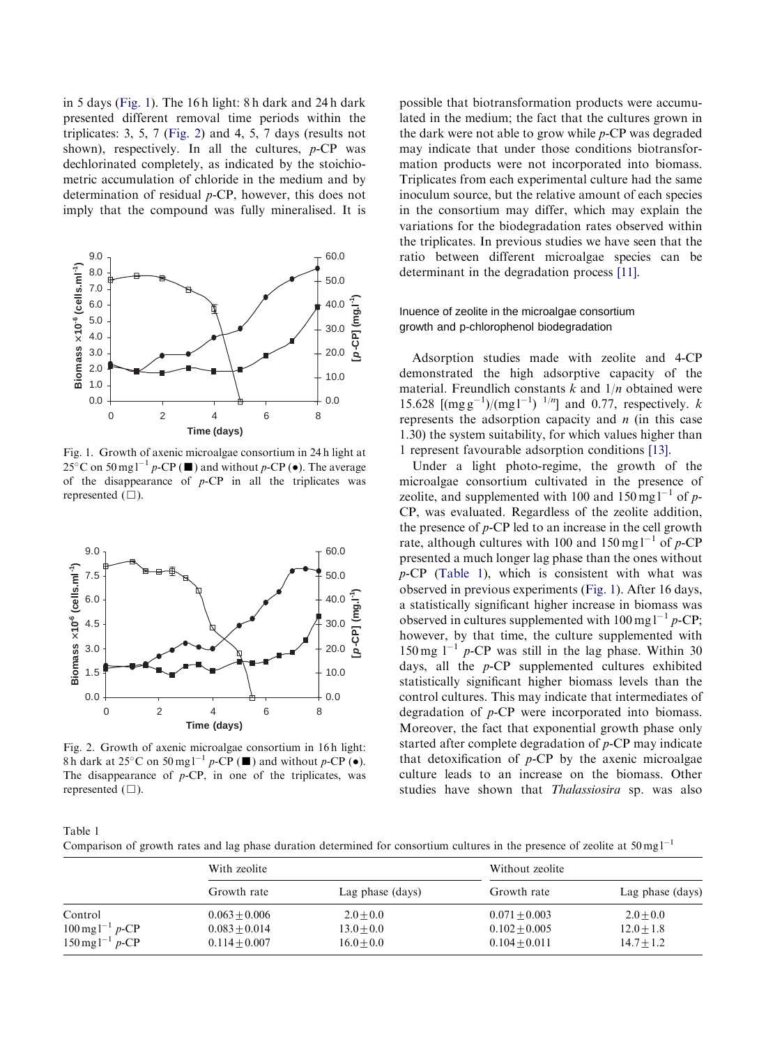in 5 days (Fig. 1). The 16 h light: 8 h dark and 24 h dark presented different removal time periods within the triplicates: 3, 5, 7 (Fig. 2) and 4, 5, 7 days (results not shown), respectively. In all the cultures, *p*-CP was dechlorinated completely, as indicated by the stoichiometric accumulation of chloride in the medium and by determination of residual *p*-CP, however, this does not imply that the compound was fully mineralised. It is possible that biotransformation products were accumulated in the medium; the fact that the cultures grown in the dark were not able to grow while *p*-CP was degraded may indicate that under those conditions biotransformation products were not incorporated into biomass. Triplicates from each experimental culture had the same inoculum source, but the relative amount of each species in the consortium may differ, which may explain the variations for the biodegradation rates observed within the triplicates. In previous studies we have seen that the ratio between different microalgae species can be determinant in the degradation process [11].

Fig. 1. Growth of axenic microalgae consortium in 24 h light at 25°C on 50 mg l$^{-1}$ *p*-CP (■) and without *p*-CP (●). The average of the disappearance of *p*-CP in all the triplicates was represented (□).

Fig. 2. Growth of axenic microalgae consortium in 16 h light: 8 h dark at 25°C on 50 mg l$^{-1}$ *p*-CP (■) and without *p*-CP (●). The disappearance of *p*-CP, in one of the triplicates, was represented (□).

### Inuence of zeolite in the microalgae consortium growth and p-chlorophenol biodegradation

Adsorption studies made with zeolite and 4-CP demonstrated the high adsorptive capacity of the material. Freundlich constants $k$ and $1/n$ obtained were 15.628 [(mg g$^{-1}$)/(mg l$^{-1}$) $^{1/n}$] and 0.77, respectively. $k$ represents the adsorption capacity and $n$ (in this case 1.30) the system suitability, for which values higher than 1 represent favourable adsorption conditions [13].

Under a light photo-regime, the growth of the microalgae consortium cultivated in the presence of zeolite, and supplemented with 100 and 150 mg l$^{-1}$ of *p*-CP, was evaluated. Regardless of the zeolite addition, the presence of *p*-CP led to an increase in the cell growth rate, although cultures with 100 and 150 mg l$^{-1}$ of *p*-CP presented a much longer lag phase than the ones without *p*-CP (Table 1), which is consistent with what was observed in previous experiments (Fig. 1). After 16 days, a statistically significant higher increase in biomass was observed in cultures supplemented with 100 mg l$^{-1}$ *p*-CP; however, by that time, the culture supplemented with 150 mg l$^{-1}$ *p*-CP was still in the lag phase. Within 30 days, all the *p*-CP supplemented cultures exhibited statistically significant higher biomass levels than the control cultures. This may indicate that intermediates of degradation of *p*-CP were incorporated into biomass. Moreover, the fact that exponential growth phase only started after complete degradation of *p*-CP may indicate that detoxification of *p*-CP by the axenic microalgae culture leads to an increase on the biomass. Other studies have shown that *Thalassiosira* sp. was also

Table 1
Comparison of growth rates and lag phase duration determined for consortium cultures in the presence of zeolite at 50 mg l$^{-1}$

| | With zeolite | | Without zeolite | |
|---|---|---|---|---|
| | Growth rate | Lag phase (days) | Growth rate | Lag phase (days) |
| Control | $0.063 \pm 0.006$ | $2.0 \pm 0.0$ | $0.071 \pm 0.003$ | $2.0 \pm 0.0$ |
| 100 mg l$^{-1}$ *p*-CP | $0.083 \pm 0.014$ | $13.0 \pm 0.0$ | $0.102 \pm 0.005$ | $12.0 \pm 1.8$ |
| 150 mg l$^{-1}$ *p*-CP | $0.114 \pm 0.007$ | $16.0 \pm 0.0$ | $0.104 \pm 0.011$ | $14.7 \pm 1.2$ |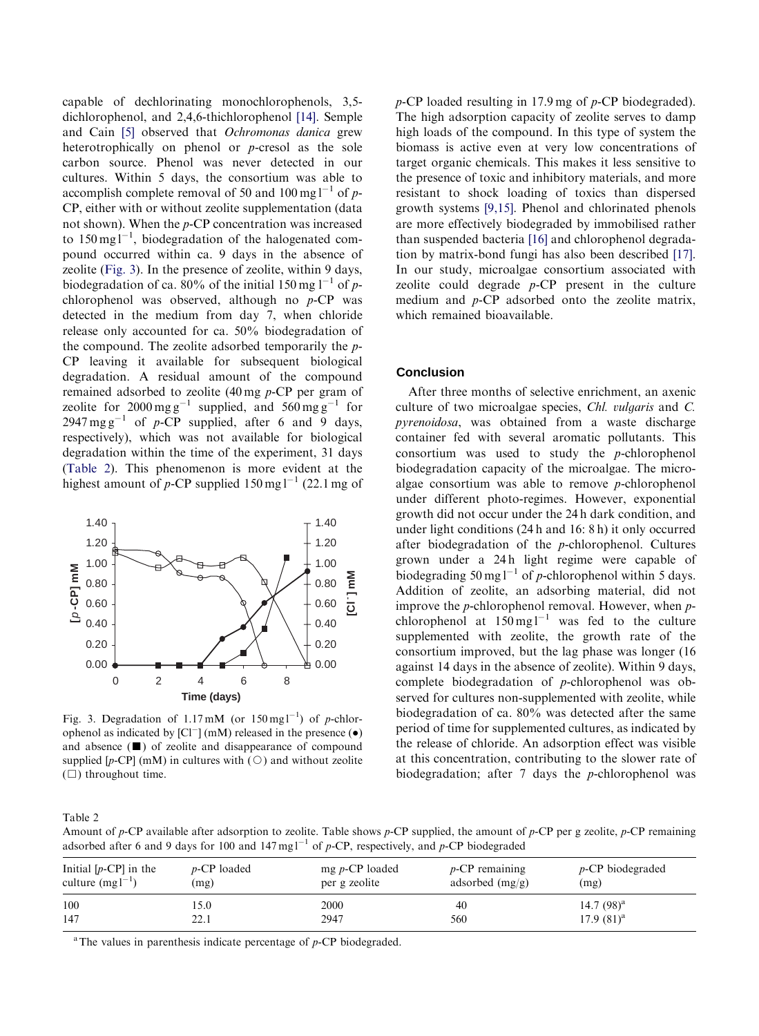capable of dechlorinating monochlorophenols, 3,5-dichlorophenol, and 2,4,6-thichlorophenol [14]. Semple and Cain [5] observed that *Ochromonas danica* grew heterotrophically on phenol or *p*-cresol as the sole carbon source. Phenol was never detected in our cultures. Within 5 days, the consortium was able to accomplish complete removal of 50 and 100 mg $l^{-1}$ of *p*-CP, either with or without zeolite supplementation (data not shown). When the *p*-CP concentration was increased to 150 mg $l^{-1}$, biodegradation of the halogenated compound occurred within ca. 9 days in the absence of zeolite (Fig. 3). In the presence of zeolite, within 9 days, biodegradation of ca. 80% of the initial 150 mg $l^{-1}$ of *p*-chlorophenol was observed, although no *p*-CP was detected in the medium from day 7, when chloride release only accounted for ca. 50% biodegradation of the compound. The zeolite adsorbed temporarily the *p*-CP leaving it available for subsequent biological degradation. A residual amount of the compound remained adsorbed to zeolite (40 mg *p*-CP per gram of zeolite for 2000 mg $g^{-1}$ supplied, and 560 mg $g^{-1}$ for 2947 mg $g^{-1}$ of *p*-CP supplied, after 6 and 9 days, respectively), which was not available for biological degradation within the time of the experiment, 31 days (Table 2). This phenomenon is more evident at the highest amount of *p*-CP supplied 150 mg $l^{-1}$ (22.1 mg of *p*-CP loaded resulting in 17.9 mg of *p*-CP biodegraded). The high adsorption capacity of zeolite serves to damp high loads of the compound. In this type of system the biomass is active even at very low concentrations of target organic chemicals. This makes it less sensitive to the presence of toxic and inhibitory materials, and more resistant to shock loading of toxics than dispersed growth systems [9,15]. Phenol and chlorinated phenols are more effectively biodegraded by immobilised rather than suspended bacteria [16] and chlorophenol degradation by matrix-bond fungi has also been described [17]. In our study, microalgae consortium associated with zeolite could degrade *p*-CP present in the culture medium and *p*-CP adsorbed onto the zeolite matrix, which remained bioavailable.

Fig. 3. Degradation of 1.17 mM (or 150 mg $l^{-1}$) of *p*-chlorophenol as indicated by [$Cl^-$] (mM) released in the presence (●) and absence (■) of zeolite and disappearance of compound supplied [*p*-CP] (mM) in cultures with (○) and without zeolite (□) throughout time.

## Conclusion

After three months of selective enrichment, an axenic culture of two microalgae species, *Chl. vulgaris* and *C. pyrenoidosa*, was obtained from a waste discharge container fed with several aromatic pollutants. This consortium was used to study the *p*-chlorophenol biodegradation capacity of the microalgae. The microalgae consortium was able to remove *p*-chlorophenol under different photo-regimes. However, exponential growth did not occur under the 24 h dark condition, and under light conditions (24 h and 16: 8 h) it only occurred after biodegradation of the *p*-chlorophenol. Cultures grown under a 24 h light regime were capable of biodegrading 50 mg $l^{-1}$ of *p*-chlorophenol within 5 days. Addition of zeolite, an adsorbing material, did not improve the *p*-chlorophenol removal. However, when *p*-chlorophenol at 150 mg $l^{-1}$ was fed to the culture supplemented with zeolite, the growth rate of the consortium improved, but the lag phase was longer (16 against 14 days in the absence of zeolite). Within 9 days, complete biodegradation of *p*-chlorophenol was observed for cultures non-supplemented with zeolite, while biodegradation of ca. 80% was detected after the same period of time for supplemented cultures, as indicated by the release of chloride. An adsorption effect was visible at this concentration, contributing to the slower rate of biodegradation; after 7 days the *p*-chlorophenol was

Table 2
Amount of *p*-CP available after adsorption to zeolite. Table shows *p*-CP supplied, the amount of *p*-CP per g zeolite, *p*-CP remaining adsorbed after 6 and 9 days for 100 and 147 mg $l^{-1}$ of *p*-CP, respectively, and *p*-CP biodegraded

| Initial [*p*-CP] in the culture (mg $l^{-1}$) | *p*-CP loaded (mg) | mg *p*-CP loaded per g zeolite | *p*-CP remaining adsorbed (mg/g) | *p*-CP biodegraded (mg) |
|---|---|---|---|---|
| 100 | 15.0 | 2000 | 40 | 14.7 (98)[a] |
| 147 | 22.1 | 2947 | 560 | 17.9 (81)[a] |

[a] The values in parenthesis indicate percentage of *p*-CP biodegraded.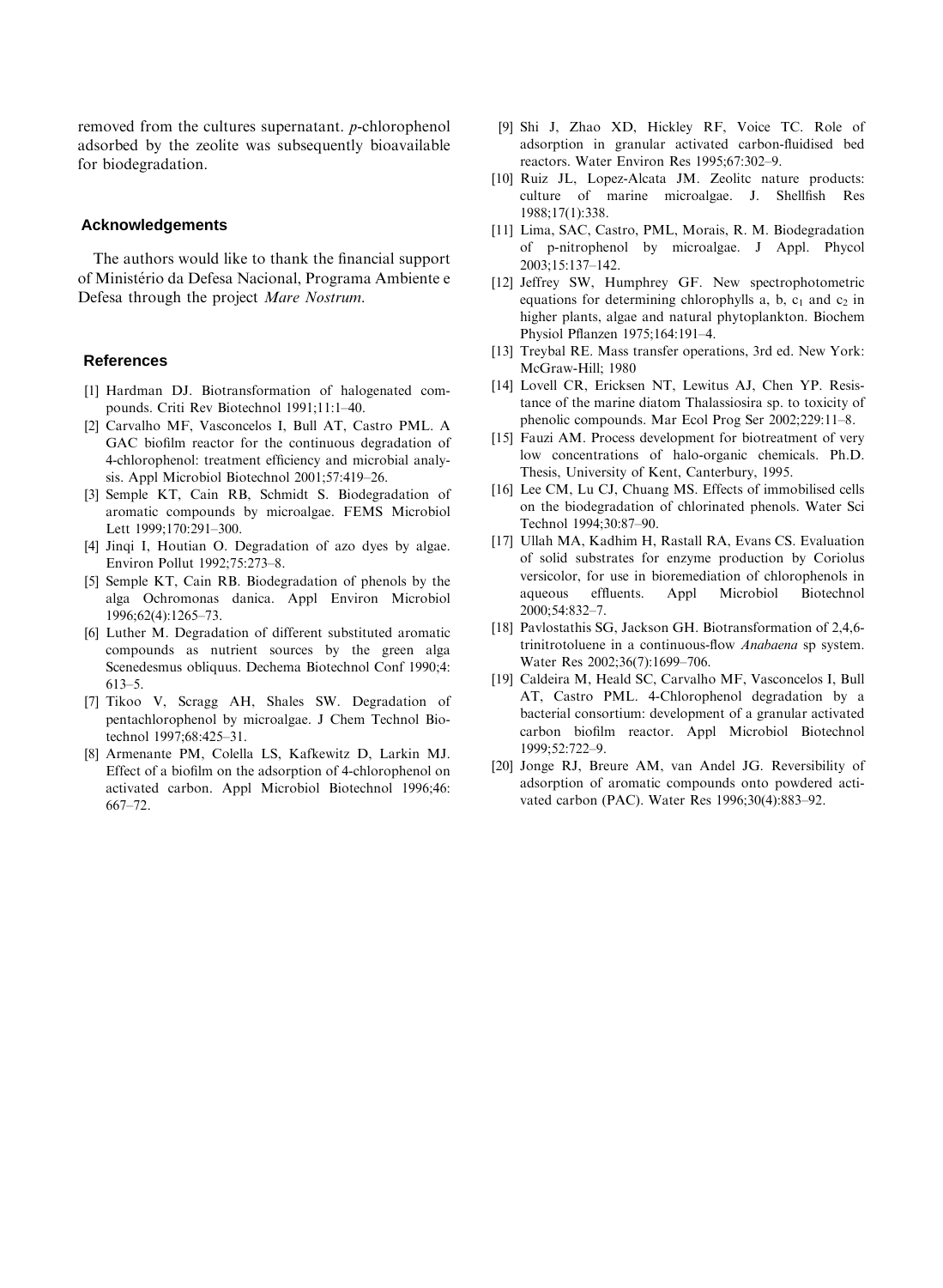removed from the cultures supernatant. *p*-chlorophenol adsorbed by the zeolite was subsequently bioavailable for biodegradation.

## Acknowledgements

The authors would like to thank the financial support of Ministério da Defesa Nacional, Programa Ambiente e Defesa through the project *Mare Nostrum*.

## References

[1] Hardman DJ. Biotransformation of halogenated compounds. Criti Rev Biotechnol 1991;11:1–40.

[2] Carvalho MF, Vasconcelos I, Bull AT, Castro PML. A GAC biofilm reactor for the continuous degradation of 4-chlorophenol: treatment efficiency and microbial analysis. Appl Microbiol Biotechnol 2001;57:419–26.

[3] Semple KT, Cain RB, Schmidt S. Biodegradation of aromatic compounds by microalgae. FEMS Microbiol Lett 1999;170:291–300.

[4] Jinqi I, Houtian O. Degradation of azo dyes by algae. Environ Pollut 1992;75:273–8.

[5] Semple KT, Cain RB. Biodegradation of phenols by the alga Ochromonas danica. Appl Environ Microbiol 1996;62(4):1265–73.

[6] Luther M. Degradation of different substituted aromatic compounds as nutrient sources by the green alga Scenedesmus obliquus. Dechema Biotechnol Conf 1990;4: 613–5.

[7] Tikoo V, Scragg AH, Shales SW. Degradation of pentachlorophenol by microalgae. J Chem Technol Biotechnol 1997;68:425–31.

[8] Armenante PM, Colella LS, Kafkewitz D, Larkin MJ. Effect of a biofilm on the adsorption of 4-chlorophenol on activated carbon. Appl Microbiol Biotechnol 1996;46: 667–72.

[9] Shi J, Zhao XD, Hickley RF, Voice TC. Role of adsorption in granular activated carbon-fluidised bed reactors. Water Environ Res 1995;67:302–9.

[10] Ruiz JL, Lopez-Alcata JM. Zeolitc nature products: culture of marine microalgae. J. Shellfish Res 1988;17(1):338.

[11] Lima, SAC, Castro, PML, Morais, R. M. Biodegradation of p-nitrophenol by microalgae. J Appl. Phycol 2003;15:137–142.

[12] Jeffrey SW, Humphrey GF. New spectrophotometric equations for determining chlorophylls a, b, $c_1$ and $c_2$ in higher plants, algae and natural phytoplankton. Biochem Physiol Pflanzen 1975;164:191–4.

[13] Treybal RE. Mass transfer operations, 3rd ed. New York: McGraw-Hill; 1980

[14] Lovell CR, Ericksen NT, Lewitus AJ, Chen YP. Resistance of the marine diatom Thalassiosira sp. to toxicity of phenolic compounds. Mar Ecol Prog Ser 2002;229:11–8.

[15] Fauzi AM. Process development for biotreatment of very low concentrations of halo-organic chemicals. Ph.D. Thesis, University of Kent, Canterbury, 1995.

[16] Lee CM, Lu CJ, Chuang MS. Effects of immobilised cells on the biodegradation of chlorinated phenols. Water Sci Technol 1994;30:87–90.

[17] Ullah MA, Kadhim H, Rastall RA, Evans CS. Evaluation of solid substrates for enzyme production by Coriolus versicolor, for use in bioremediation of chlorophenols in aqueous effluents. Appl Microbiol Biotechnol 2000;54:832–7.

[18] Pavlostathis SG, Jackson GH. Biotransformation of 2,4,6-trinitrotoluene in a continuous-flow *Anabaena* sp system. Water Res 2002;36(7):1699–706.

[19] Caldeira M, Heald SC, Carvalho MF, Vasconcelos I, Bull AT, Castro PML. 4-Chlorophenol degradation by a bacterial consortium: development of a granular activated carbon biofilm reactor. Appl Microbiol Biotechnol 1999;52:722–9.

[20] Jonge RJ, Breure AM, van Andel JG. Reversibility of adsorption of aromatic compounds onto powdered activated carbon (PAC). Water Res 1996;30(4):883–92.